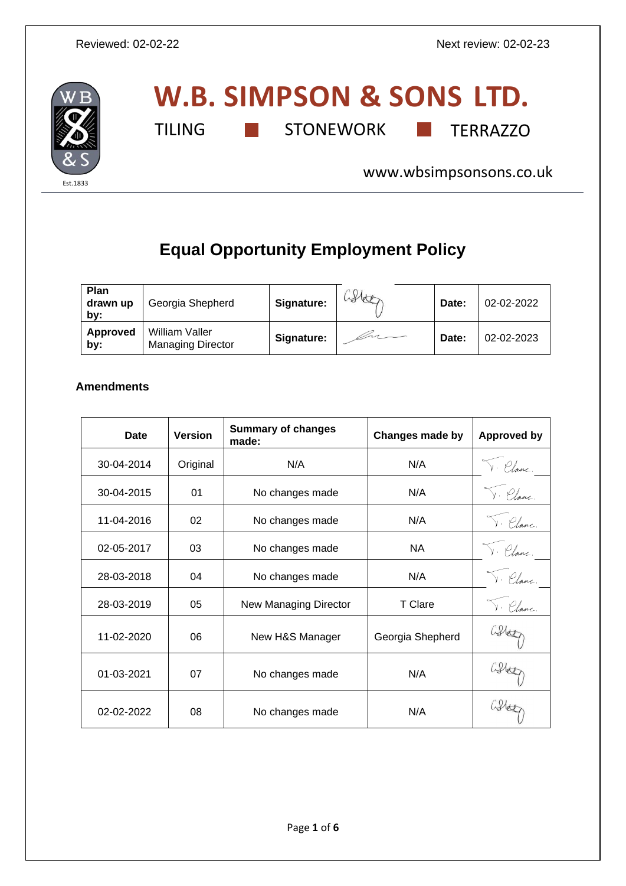Reviewed: 02-02-22 Next review: 02-02-23

# W.B. SIMPSON & SONS LTD.

TILING ■ STONEWORK ■ TERRAZZO

Est.1833

www.wbsimpsonsons.co.uk

# Equal Opportunity Employment Policy

| Plan drawn up by: | Georgia Shepherd | Signature: | | Date: | 02-02-2022 |
|---|---|---|---|---|---|
| Approved by: | William Valler Managing Director | Signature: | | Date: | 02-02-2023 |

**Amendments**

| Date | Version | Summary of changes made: | Changes made by | Approved by |
|---|---|---|---|---|
| 30-04-2014 | Original | N/A | N/A | T. Clare |
| 30-04-2015 | 01 | No changes made | N/A | T. Clare |
| 11-04-2016 | 02 | No changes made | N/A | T. Clare |
| 02-05-2017 | 03 | No changes made | NA | T. Clare |
| 28-03-2018 | 04 | No changes made | N/A | T. Clare |
| 28-03-2019 | 05 | New Managing Director | T Clare | T. Clare |
| 11-02-2020 | 06 | New H&S Manager | Georgia Shepherd | |
| 01-03-2021 | 07 | No changes made | N/A | |
| 02-02-2022 | 08 | No changes made | N/A | |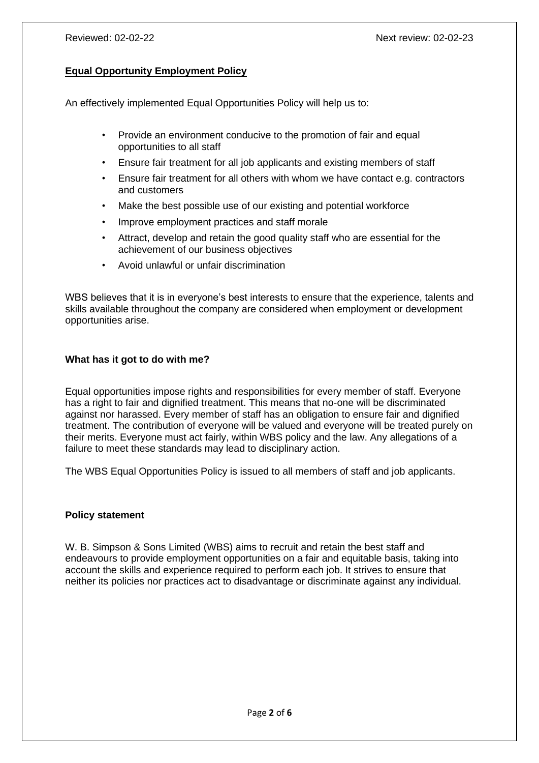Reviewed: 02-02-22 Next review: 02-02-23

## Equal Opportunity Employment Policy

An effectively implemented Equal Opportunities Policy will help us to:

- Provide an environment conducive to the promotion of fair and equal opportunities to all staff
- Ensure fair treatment for all job applicants and existing members of staff
- Ensure fair treatment for all others with whom we have contact e.g. contractors and customers
- Make the best possible use of our existing and potential workforce
- Improve employment practices and staff morale
- Attract, develop and retain the good quality staff who are essential for the achievement of our business objectives
- Avoid unlawful or unfair discrimination

WBS believes that it is in everyone's best interests to ensure that the experience, talents and skills available throughout the company are considered when employment or development opportunities arise.

### What has it got to do with me?

Equal opportunities impose rights and responsibilities for every member of staff. Everyone has a right to fair and dignified treatment. This means that no-one will be discriminated against nor harassed. Every member of staff has an obligation to ensure fair and dignified treatment. The contribution of everyone will be valued and everyone will be treated purely on their merits. Everyone must act fairly, within WBS policy and the law. Any allegations of a failure to meet these standards may lead to disciplinary action.

The WBS Equal Opportunities Policy is issued to all members of staff and job applicants.

### Policy statement

W. B. Simpson & Sons Limited (WBS) aims to recruit and retain the best staff and endeavours to provide employment opportunities on a fair and equitable basis, taking into account the skills and experience required to perform each job. It strives to ensure that neither its policies nor practices act to disadvantage or discriminate against any individual.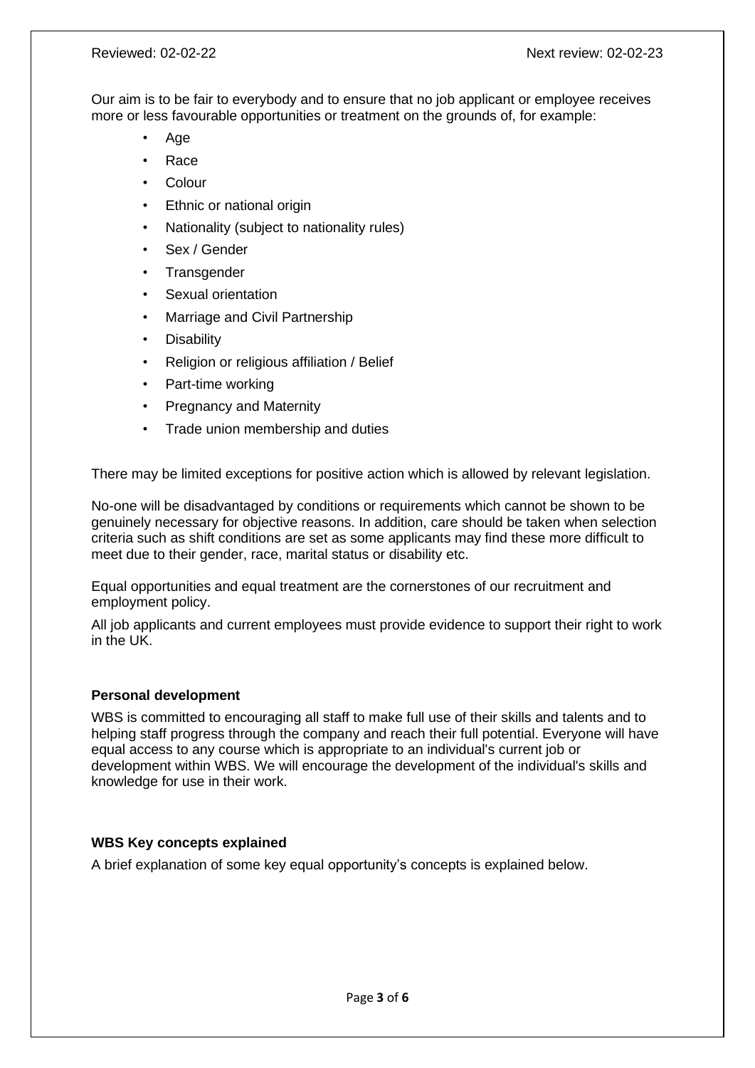Our aim is to be fair to everybody and to ensure that no job applicant or employee receives more or less favourable opportunities or treatment on the grounds of, for example:

- Age
- Race
- Colour
- Ethnic or national origin
- Nationality (subject to nationality rules)
- Sex / Gender
- Transgender
- Sexual orientation
- Marriage and Civil Partnership
- Disability
- Religion or religious affiliation / Belief
- Part-time working
- Pregnancy and Maternity
- Trade union membership and duties

There may be limited exceptions for positive action which is allowed by relevant legislation.

No-one will be disadvantaged by conditions or requirements which cannot be shown to be genuinely necessary for objective reasons. In addition, care should be taken when selection criteria such as shift conditions are set as some applicants may find these more difficult to meet due to their gender, race, marital status or disability etc.

Equal opportunities and equal treatment are the cornerstones of our recruitment and employment policy.

All job applicants and current employees must provide evidence to support their right to work in the UK.

**Personal development**

WBS is committed to encouraging all staff to make full use of their skills and talents and to helping staff progress through the company and reach their full potential. Everyone will have equal access to any course which is appropriate to an individual's current job or development within WBS. We will encourage the development of the individual's skills and knowledge for use in their work.

**WBS Key concepts explained**

A brief explanation of some key equal opportunity's concepts is explained below.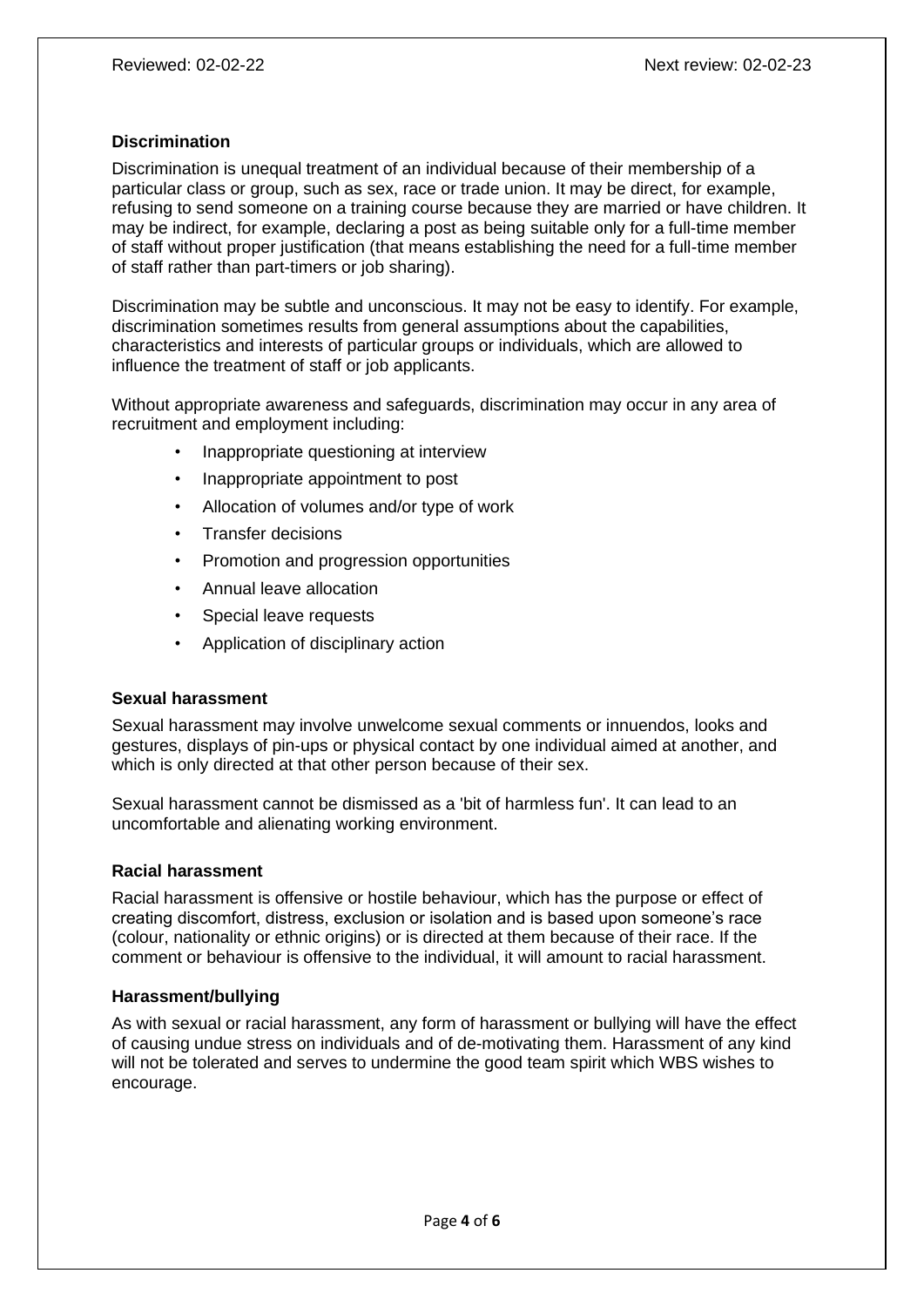## Discrimination

Discrimination is unequal treatment of an individual because of their membership of a particular class or group, such as sex, race or trade union. It may be direct, for example, refusing to send someone on a training course because they are married or have children. It may be indirect, for example, declaring a post as being suitable only for a full-time member of staff without proper justification (that means establishing the need for a full-time member of staff rather than part-timers or job sharing).

Discrimination may be subtle and unconscious. It may not be easy to identify. For example, discrimination sometimes results from general assumptions about the capabilities, characteristics and interests of particular groups or individuals, which are allowed to influence the treatment of staff or job applicants.

Without appropriate awareness and safeguards, discrimination may occur in any area of recruitment and employment including:

- Inappropriate questioning at interview
- Inappropriate appointment to post
- Allocation of volumes and/or type of work
- Transfer decisions
- Promotion and progression opportunities
- Annual leave allocation
- Special leave requests
- Application of disciplinary action

## Sexual harassment

Sexual harassment may involve unwelcome sexual comments or innuendos, looks and gestures, displays of pin-ups or physical contact by one individual aimed at another, and which is only directed at that other person because of their sex.

Sexual harassment cannot be dismissed as a 'bit of harmless fun'. It can lead to an uncomfortable and alienating working environment.

## Racial harassment

Racial harassment is offensive or hostile behaviour, which has the purpose or effect of creating discomfort, distress, exclusion or isolation and is based upon someone's race (colour, nationality or ethnic origins) or is directed at them because of their race. If the comment or behaviour is offensive to the individual, it will amount to racial harassment.

## Harassment/bullying

As with sexual or racial harassment, any form of harassment or bullying will have the effect of causing undue stress on individuals and of de-motivating them. Harassment of any kind will not be tolerated and serves to undermine the good team spirit which WBS wishes to encourage.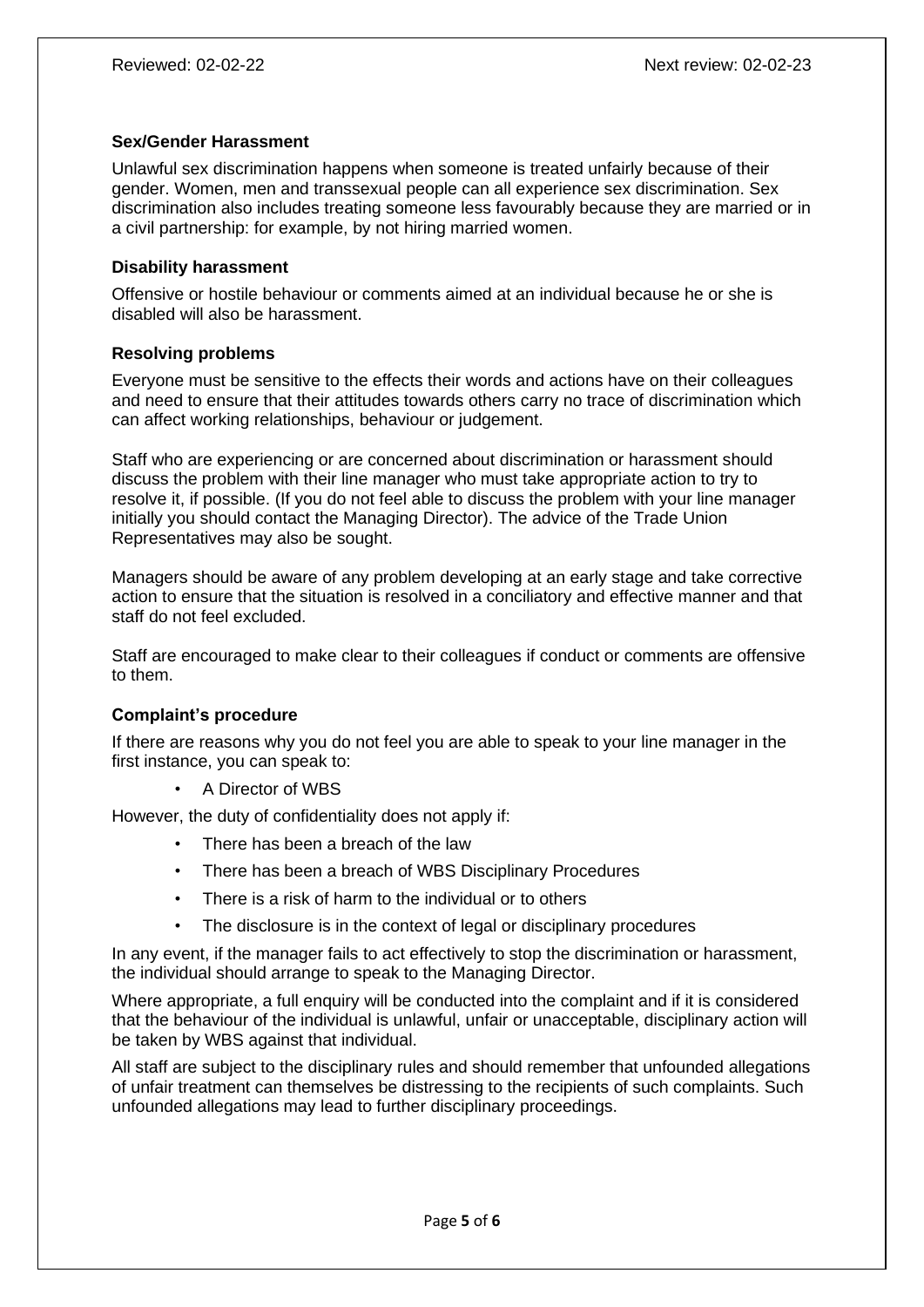### Sex/Gender Harassment

Unlawful sex discrimination happens when someone is treated unfairly because of their gender. Women, men and transsexual people can all experience sex discrimination. Sex discrimination also includes treating someone less favourably because they are married or in a civil partnership: for example, by not hiring married women.

### Disability harassment

Offensive or hostile behaviour or comments aimed at an individual because he or she is disabled will also be harassment.

### Resolving problems

Everyone must be sensitive to the effects their words and actions have on their colleagues and need to ensure that their attitudes towards others carry no trace of discrimination which can affect working relationships, behaviour or judgement.

Staff who are experiencing or are concerned about discrimination or harassment should discuss the problem with their line manager who must take appropriate action to try to resolve it, if possible. (If you do not feel able to discuss the problem with your line manager initially you should contact the Managing Director). The advice of the Trade Union Representatives may also be sought.

Managers should be aware of any problem developing at an early stage and take corrective action to ensure that the situation is resolved in a conciliatory and effective manner and that staff do not feel excluded.

Staff are encouraged to make clear to their colleagues if conduct or comments are offensive to them.

### Complaint's procedure

If there are reasons why you do not feel you are able to speak to your line manager in the first instance, you can speak to:

- A Director of WBS

However, the duty of confidentiality does not apply if:

- There has been a breach of the law
- There has been a breach of WBS Disciplinary Procedures
- There is a risk of harm to the individual or to others
- The disclosure is in the context of legal or disciplinary procedures

In any event, if the manager fails to act effectively to stop the discrimination or harassment, the individual should arrange to speak to the Managing Director.

Where appropriate, a full enquiry will be conducted into the complaint and if it is considered that the behaviour of the individual is unlawful, unfair or unacceptable, disciplinary action will be taken by WBS against that individual.

All staff are subject to the disciplinary rules and should remember that unfounded allegations of unfair treatment can themselves be distressing to the recipients of such complaints. Such unfounded allegations may lead to further disciplinary proceedings.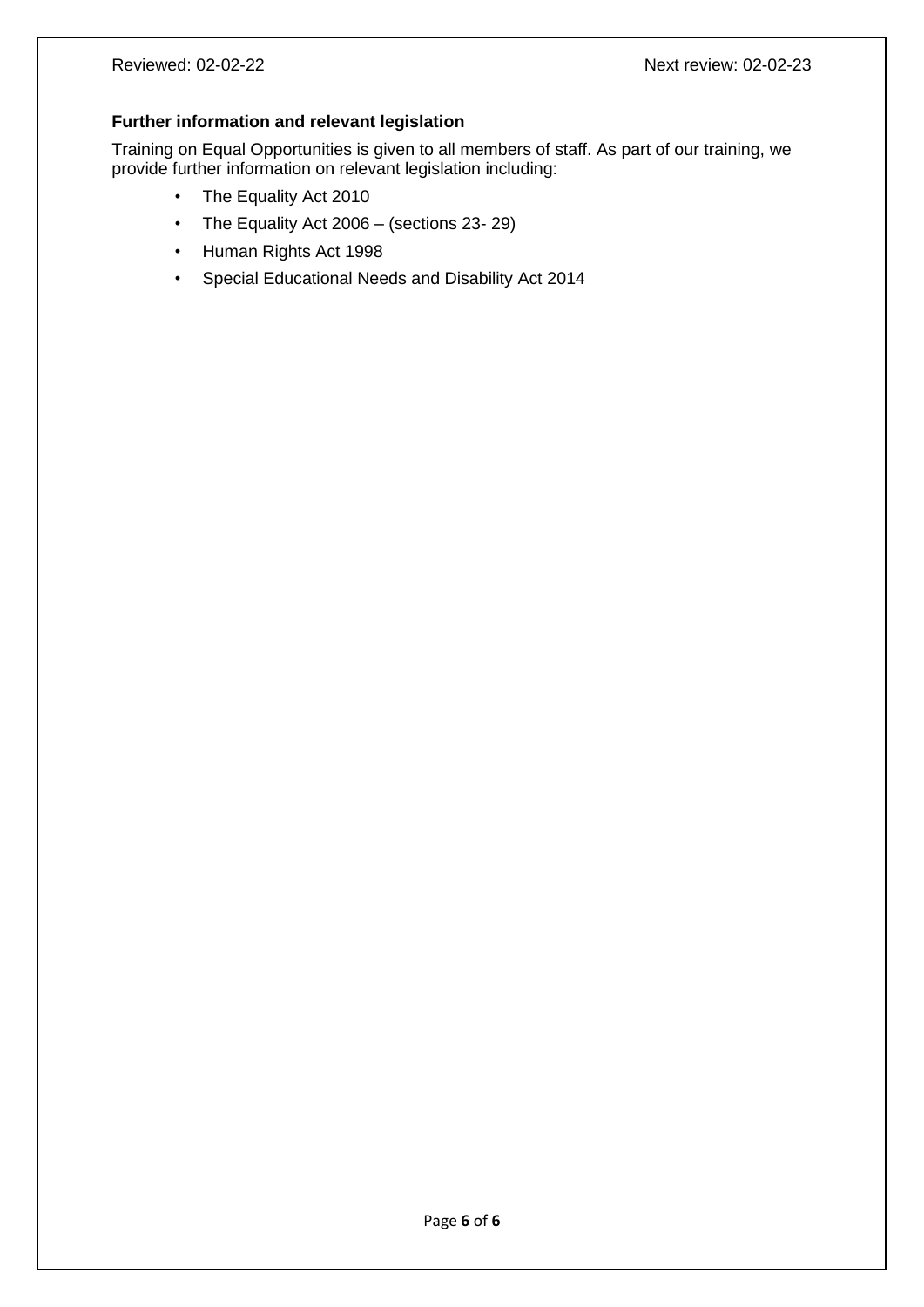**Further information and relevant legislation**

Training on Equal Opportunities is given to all members of staff. As part of our training, we provide further information on relevant legislation including:

- The Equality Act 2010
- The Equality Act 2006 – (sections 23- 29)
- Human Rights Act 1998
- Special Educational Needs and Disability Act 2014